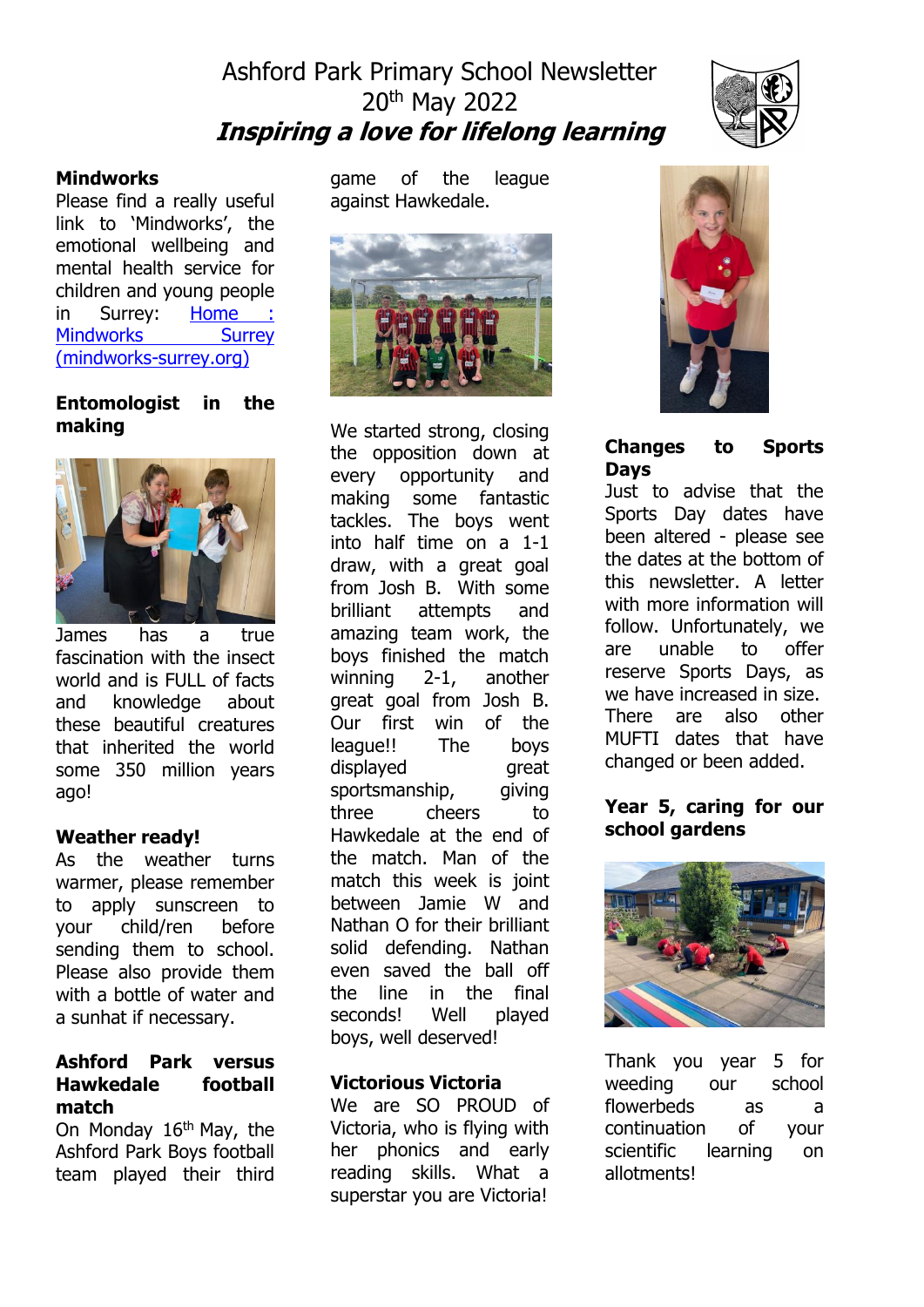# Ashford Park Primary School Newsletter
## 20th May 2022
## *Inspiring a love for lifelong learning*

**Mindworks**

Please find a really useful link to 'Mindworks', the emotional wellbeing and mental health service for children and young people in Surrey: [Home : Mindworks Surrey (mindworks-surrey.org)](mindworks-surrey.org)

**Entomologist in the making**

James has a true fascination with the insect world and is FULL of facts and knowledge about these beautiful creatures that inherited the world some 350 million years ago!

**Weather ready!**

As the weather turns warmer, please remember to apply sunscreen to your child/ren before sending them to school. Please also provide them with a bottle of water and a sunhat if necessary.

**Ashford Park versus Hawkedale football match**

On Monday 16th May, the Ashford Park Boys football team played their third game of the league against Hawkedale.

We started strong, closing the opposition down at every opportunity and making some fantastic tackles. The boys went into half time on a 1-1 draw, with a great goal from Josh B. With some brilliant attempts and amazing team work, the boys finished the match winning 2-1, another great goal from Josh B. Our first win of the league!! The boys displayed great sportsmanship, giving three cheers to Hawkedale at the end of the match. Man of the match this week is joint between Jamie W and Nathan O for their brilliant solid defending. Nathan even saved the ball off the line in the final seconds! Well played boys, well deserved!

**Victorious Victoria**

We are SO PROUD of Victoria, who is flying with her phonics and early reading skills. What a superstar you are Victoria!

**Changes to Sports Days**

Just to advise that the Sports Day dates have been altered - please see the dates at the bottom of this newsletter. A letter with more information will follow. Unfortunately, we are unable to offer reserve Sports Days, as we have increased in size. There are also other MUFTI dates that have changed or been added.

**Year 5, caring for our school gardens**

Thank you year 5 for weeding our school flowerbeds as a continuation of your scientific learning on allotments!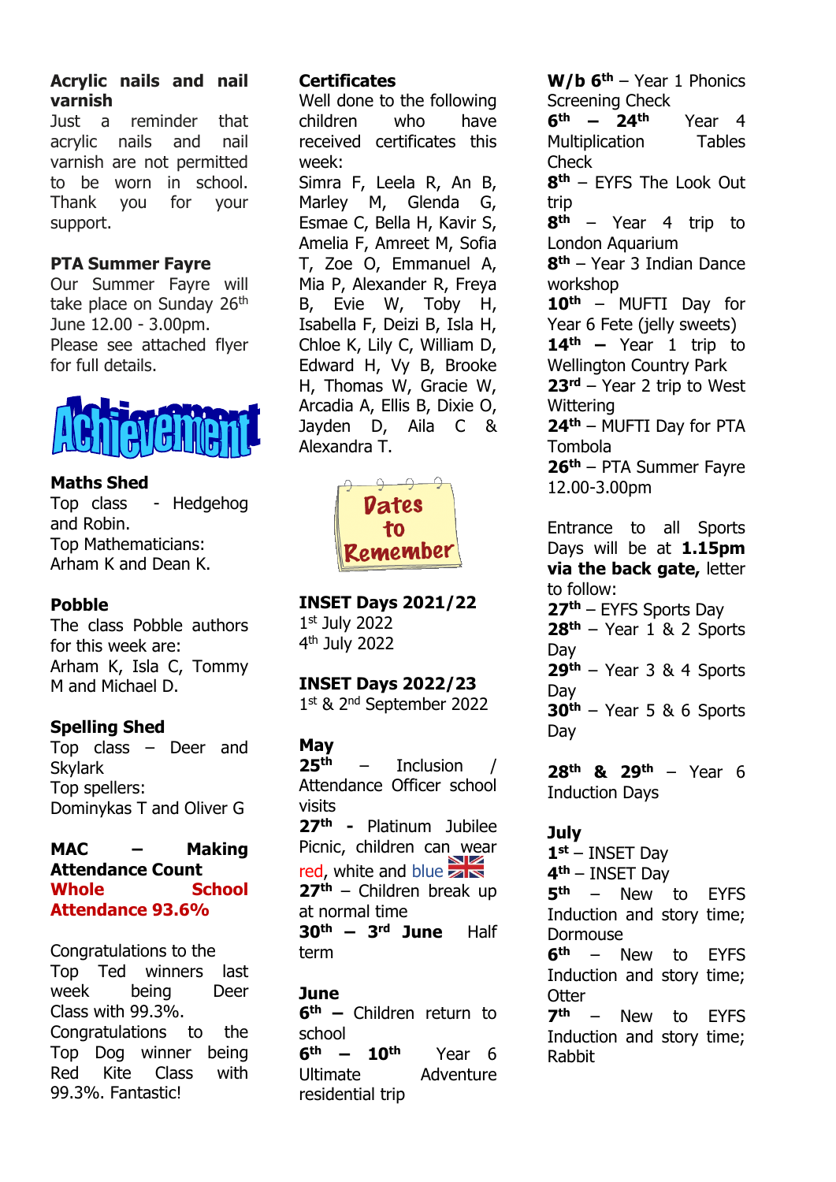**Acrylic nails and nail varnish**

Just a reminder that acrylic nails and nail varnish are not permitted to be worn in school. Thank you for your support.

**PTA Summer Fayre**

Our Summer Fayre will take place on Sunday 26th June 12.00 - 3.00pm. Please see attached flyer for full details.

Achievement

**Maths Shed**

Top class - Hedgehog and Robin.
Top Mathematicians:
Arham K and Dean K.

**Pobble**

The class Pobble authors for this week are:
Arham K, Isla C, Tommy M and Michael D.

**Spelling Shed**

Top class – Deer and Skylark
Top spellers:
Dominykas T and Oliver G

**MAC – Making Attendance Count**
**Whole School Attendance 93.6%**

Congratulations to the Top Ted winners last week being Deer Class with 99.3%.
Congratulations to the Top Dog winner being Red Kite Class with 99.3%. Fantastic!

**Certificates**

Well done to the following children who have received certificates this week:
Simra F, Leela R, An B, Marley M, Glenda G, Esmae C, Bella H, Kavir S, Amelia F, Amreet M, Sofia T, Zoe O, Emmanuel A, Mia P, Alexander R, Freya B, Evie W, Toby H, Isabella F, Deizi B, Isla H, Chloe K, Lily C, William D, Edward H, Vy B, Brooke H, Thomas W, Gracie W, Arcadia A, Ellis B, Dixie O, Jayden D, Aila C & Alexandra T.

Dates to Remember

**INSET Days 2021/22**

1st July 2022
4th July 2022

**INSET Days 2022/23**

1st & 2nd September 2022

**May**

**25th** – Inclusion / Attendance Officer school visits
**27th** - Platinum Jubilee Picnic, children can wear red, white and blue
**27th** – Children break up at normal time
**30th – 3rd June** Half term

**June**

**6th** – Children return to school
**6th – 10th** Year 6 Ultimate Adventure residential trip
**W/b 6th** – Year 1 Phonics Screening Check
**6th – 24th** Year 4 Multiplication Tables Check
**8th** – EYFS The Look Out trip
**8th** – Year 4 trip to London Aquarium
**8th** – Year 3 Indian Dance workshop
**10th** – MUFTI Day for Year 6 Fete (jelly sweets)
**14th** – Year 1 trip to Wellington Country Park
**23rd** – Year 2 trip to West Wittering
**24th** – MUFTI Day for PTA Tombola
**26th** – PTA Summer Fayre 12.00-3.00pm

Entrance to all Sports Days will be at **1.15pm via the back gate,** letter to follow:
**27th** – EYFS Sports Day
**28th** – Year 1 & 2 Sports Day
**29th** – Year 3 & 4 Sports Day
**30th** – Year 5 & 6 Sports Day

**28th & 29th** – Year 6 Induction Days

**July**

**1st** – INSET Day
**4th** – INSET Day
**5th** – New to EYFS Induction and story time; Dormouse
**6th** – New to EYFS Induction and story time; Otter
**7th** – New to EYFS Induction and story time; Rabbit